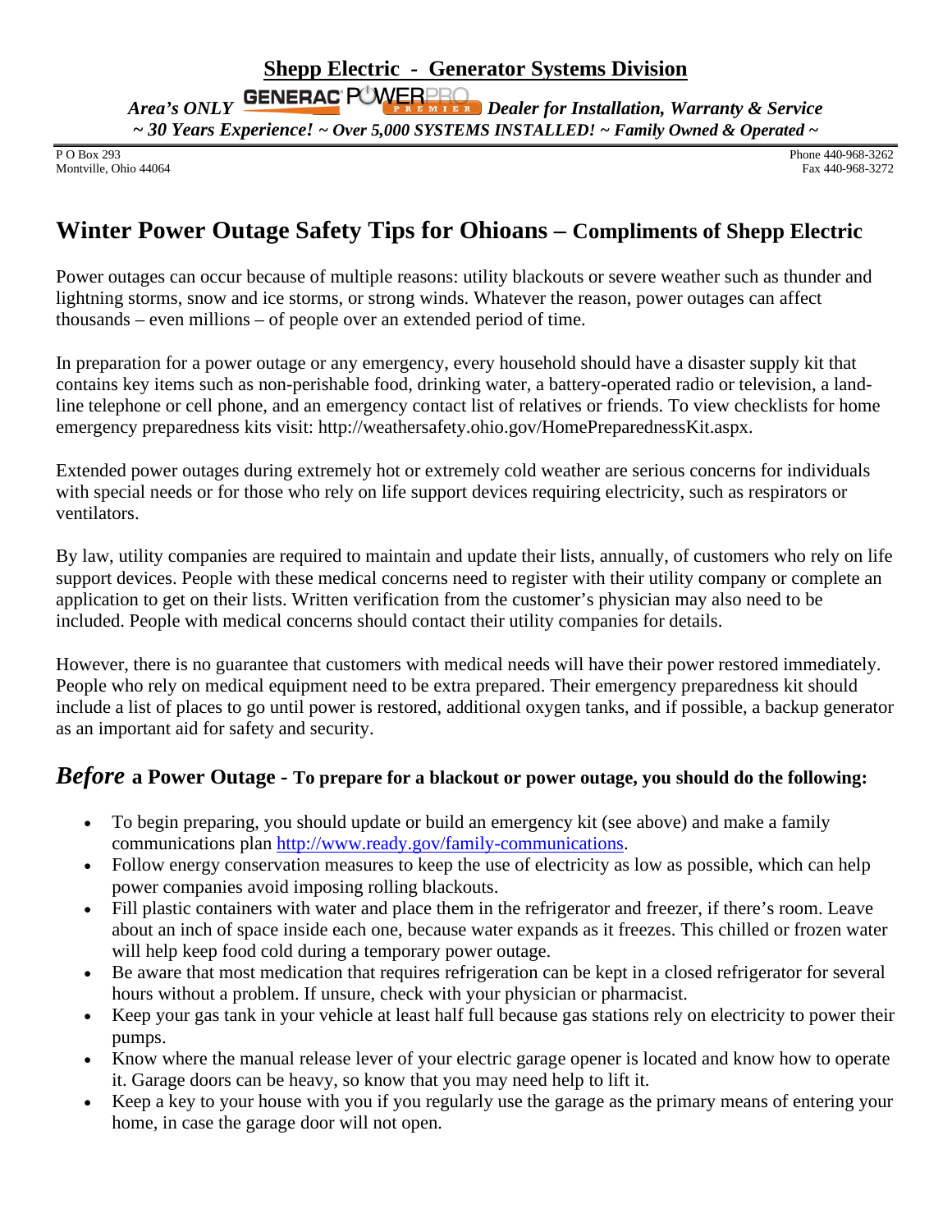**Shepp Electric - Generator Systems Division**

*Area's ONLY* GENERAC POWERPRO PREMIER *Dealer for Installation, Warranty & Service*

*~ 30 Years Experience! ~ Over 5,000 SYSTEMS INSTALLED! ~ Family Owned & Operated ~*

P O Box 293
Montville, Ohio 44064

Phone 440-968-3262
Fax 440-968-3272

# Winter Power Outage Safety Tips for Ohioans – Compliments of Shepp Electric

Power outages can occur because of multiple reasons: utility blackouts or severe weather such as thunder and lightning storms, snow and ice storms, or strong winds. Whatever the reason, power outages can affect thousands – even millions – of people over an extended period of time.

In preparation for a power outage or any emergency, every household should have a disaster supply kit that contains key items such as non-perishable food, drinking water, a battery-operated radio or television, a land-line telephone or cell phone, and an emergency contact list of relatives or friends. To view checklists for home emergency preparedness kits visit: http://weathersafety.ohio.gov/HomePreparednessKit.aspx.

Extended power outages during extremely hot or extremely cold weather are serious concerns for individuals with special needs or for those who rely on life support devices requiring electricity, such as respirators or ventilators.

By law, utility companies are required to maintain and update their lists, annually, of customers who rely on life support devices. People with these medical concerns need to register with their utility company or complete an application to get on their lists. Written verification from the customer's physician may also need to be included. People with medical concerns should contact their utility companies for details.

However, there is no guarantee that customers with medical needs will have their power restored immediately. People who rely on medical equipment need to be extra prepared. Their emergency preparedness kit should include a list of places to go until power is restored, additional oxygen tanks, and if possible, a backup generator as an important aid for safety and security.

## *Before* a Power Outage - To prepare for a blackout or power outage, you should do the following:

- To begin preparing, you should update or build an emergency kit (see above) and make a family communications plan http://www.ready.gov/family-communications.
- Follow energy conservation measures to keep the use of electricity as low as possible, which can help power companies avoid imposing rolling blackouts.
- Fill plastic containers with water and place them in the refrigerator and freezer, if there's room. Leave about an inch of space inside each one, because water expands as it freezes. This chilled or frozen water will help keep food cold during a temporary power outage.
- Be aware that most medication that requires refrigeration can be kept in a closed refrigerator for several hours without a problem. If unsure, check with your physician or pharmacist.
- Keep your gas tank in your vehicle at least half full because gas stations rely on electricity to power their pumps.
- Know where the manual release lever of your electric garage opener is located and know how to operate it. Garage doors can be heavy, so know that you may need help to lift it.
- Keep a key to your house with you if you regularly use the garage as the primary means of entering your home, in case the garage door will not open.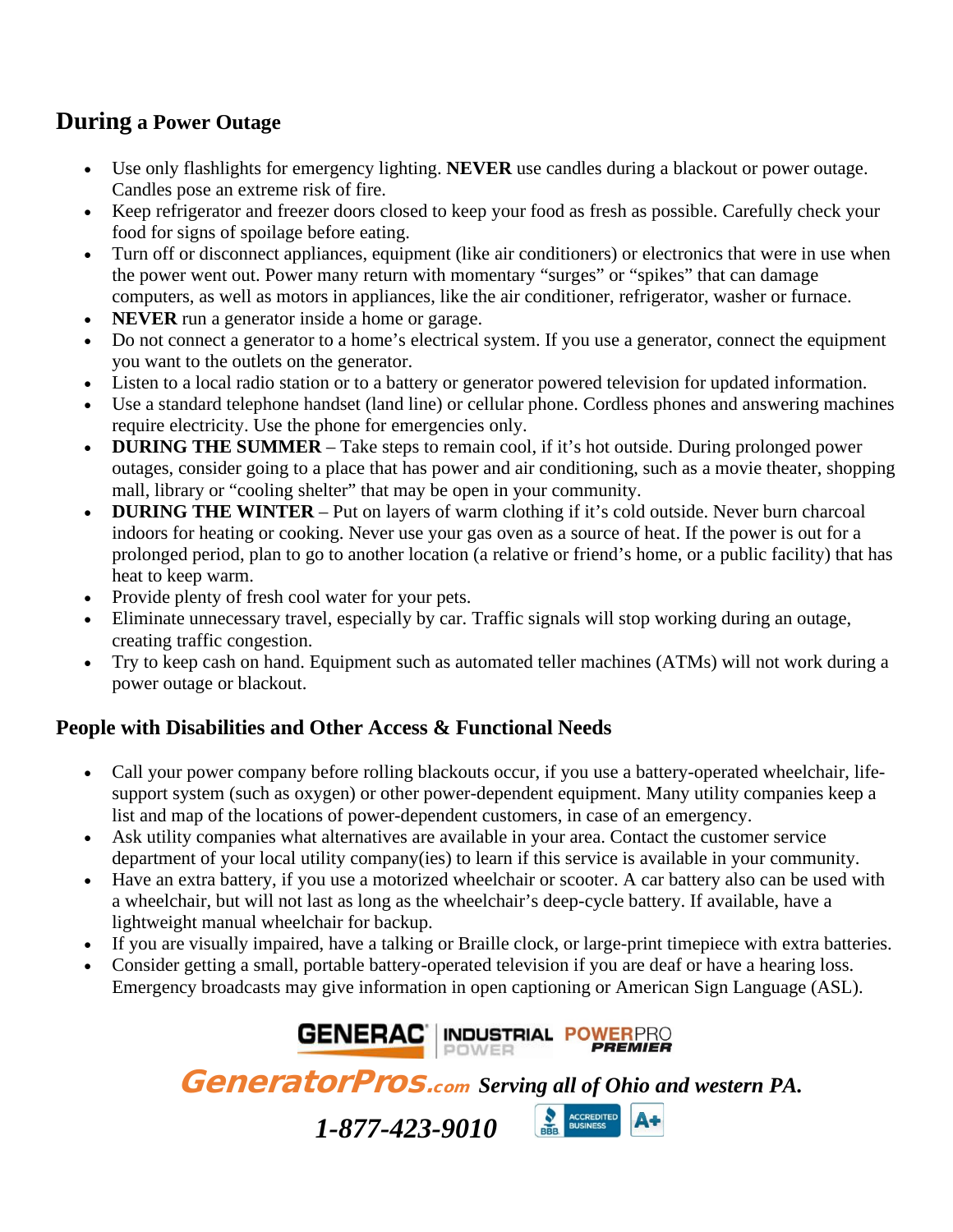## During a Power Outage

- Use only flashlights for emergency lighting. **NEVER** use candles during a blackout or power outage. Candles pose an extreme risk of fire.
- Keep refrigerator and freezer doors closed to keep your food as fresh as possible. Carefully check your food for signs of spoilage before eating.
- Turn off or disconnect appliances, equipment (like air conditioners) or electronics that were in use when the power went out. Power many return with momentary "surges" or "spikes" that can damage computers, as well as motors in appliances, like the air conditioner, refrigerator, washer or furnace.
- **NEVER** run a generator inside a home or garage.
- Do not connect a generator to a home's electrical system. If you use a generator, connect the equipment you want to the outlets on the generator.
- Listen to a local radio station or to a battery or generator powered television for updated information.
- Use a standard telephone handset (land line) or cellular phone. Cordless phones and answering machines require electricity. Use the phone for emergencies only.
- **DURING THE SUMMER** – Take steps to remain cool, if it's hot outside. During prolonged power outages, consider going to a place that has power and air conditioning, such as a movie theater, shopping mall, library or "cooling shelter" that may be open in your community.
- **DURING THE WINTER** – Put on layers of warm clothing if it's cold outside. Never burn charcoal indoors for heating or cooking. Never use your gas oven as a source of heat. If the power is out for a prolonged period, plan to go to another location (a relative or friend's home, or a public facility) that has heat to keep warm.
- Provide plenty of fresh cool water for your pets.
- Eliminate unnecessary travel, especially by car. Traffic signals will stop working during an outage, creating traffic congestion.
- Try to keep cash on hand. Equipment such as automated teller machines (ATMs) will not work during a power outage or blackout.

## People with Disabilities and Other Access & Functional Needs

- Call your power company before rolling blackouts occur, if you use a battery-operated wheelchair, life-support system (such as oxygen) or other power-dependent equipment. Many utility companies keep a list and map of the locations of power-dependent customers, in case of an emergency.
- Ask utility companies what alternatives are available in your area. Contact the customer service department of your local utility company(ies) to learn if this service is available in your community.
- Have an extra battery, if you use a motorized wheelchair or scooter. A car battery also can be used with a wheelchair, but will not last as long as the wheelchair's deep-cycle battery. If available, have a lightweight manual wheelchair for backup.
- If you are visually impaired, have a talking or Braille clock, or large-print timepiece with extra batteries.
- Consider getting a small, portable battery-operated television if you are deaf or have a hearing loss. Emergency broadcasts may give information in open captioning or American Sign Language (ASL).

GENERAC | INDUSTRIAL POWER | POWERPRO PREMIER

**GeneratorPros.com** ***Serving all of Ohio and western PA.***

***1-877-423-9010*** BBB ACCREDITED BUSINESS A+